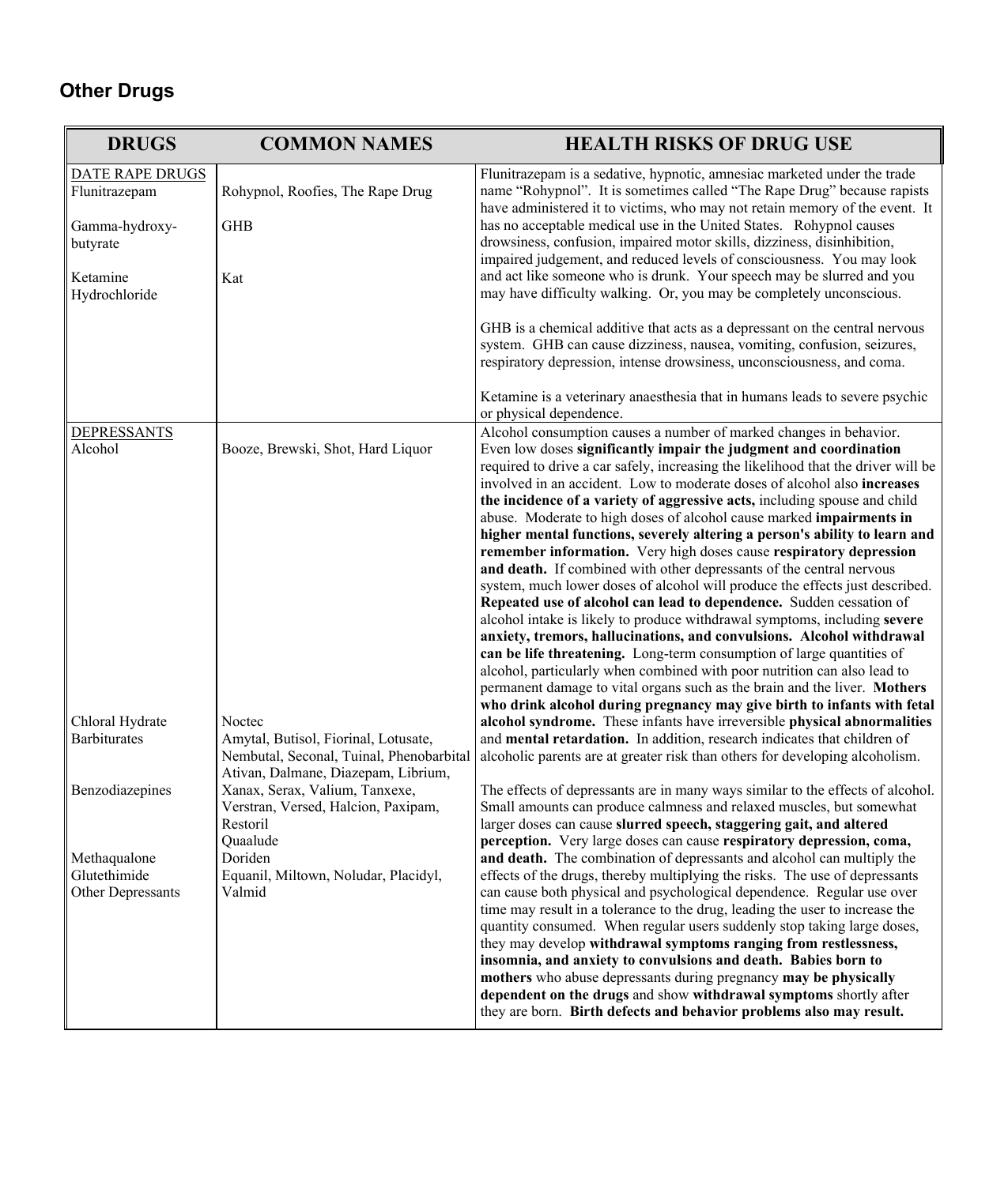## Other Drugs

| DRUGS | COMMON NAMES | HEALTH RISKS OF DRUG USE |
|---|---|---|
| DATE RAPE DRUGS<br>Flunitrazepam<br><br>Gamma-hydroxy-butyrate<br><br>Ketamine Hydrochloride | <br>Rohypnol, Roofies, The Rape Drug<br><br>GHB<br><br>Kat | Flunitrazepam is a sedative, hypnotic, amnesiac marketed under the trade name "Rohypnol". It is sometimes called "The Rape Drug" because rapists have administered it to victims, who may not retain memory of the event. It has no acceptable medical use in the United States. Rohypnol causes drowsiness, confusion, impaired motor skills, dizziness, disinhibition, impaired judgement, and reduced levels of consciousness. You may look and act like someone who is drunk. Your speech may be slurred and you may have difficulty walking. Or, you may be completely unconscious.<br><br>GHB is a chemical additive that acts as a depressant on the central nervous system. GHB can cause dizziness, nausea, vomiting, confusion, seizures, respiratory depression, intense drowsiness, unconsciousness, and coma.<br><br>Ketamine is a veterinary anaesthesia that in humans leads to severe psychic or physical dependence. |
| DEPRESSANTS<br>Alcohol<br><br>Chloral Hydrate<br>Barbiturates<br><br>Benzodiazepines<br><br>Methaqualone<br>Glutethimide<br>Other Depressants | <br>Booze, Brewski, Shot, Hard Liquor<br><br>Noctec<br>Amytal, Butisol, Fiorinal, Lotusate, Nembutal, Seconal, Tuinal, Phenobarbital<br>Ativan, Dalmane, Diazepam, Librium, Xanax, Serax, Valium, Tanxexe, Verstran, Versed, Halcion, Paxipam, Restoril<br>Quaalude<br>Doriden<br>Equanil, Miltown, Noludar, Placidyl, Valmid | Alcohol consumption causes a number of marked changes in behavior. Even low doses **significantly impair the judgment and coordination** required to drive a car safely, increasing the likelihood that the driver will be involved in an accident. Low to moderate doses of alcohol also **increases the incidence of a variety of aggressive acts,** including spouse and child abuse. Moderate to high doses of alcohol cause marked **impairments in higher mental functions, severely altering a person's ability to learn and remember information.** Very high doses cause **respiratory depression and death.** If combined with other depressants of the central nervous system, much lower doses of alcohol will produce the effects just described. **Repeated use of alcohol can lead to dependence.** Sudden cessation of alcohol intake is likely to produce withdrawal symptoms, including **severe anxiety, tremors, hallucinations, and convulsions. Alcohol withdrawal can be life threatening.** Long-term consumption of large quantities of alcohol, particularly when combined with poor nutrition can also lead to permanent damage to vital organs such as the brain and the liver. **Mothers who drink alcohol during pregnancy may give birth to infants with fetal alcohol syndrome.** These infants have irreversible **physical abnormalities** and **mental retardation.** In addition, research indicates that children of alcoholic parents are at greater risk than others for developing alcoholism.<br><br>The effects of depressants are in many ways similar to the effects of alcohol. Small amounts can produce calmness and relaxed muscles, but somewhat larger doses can cause **slurred speech, staggering gait, and altered perception.** Very large doses can cause **respiratory depression, coma, and death.** The combination of depressants and alcohol can multiply the effects of the drugs, thereby multiplying the risks. The use of depressants can cause both physical and psychological dependence. Regular use over time may result in a tolerance to the drug, leading the user to increase the quantity consumed. When regular users suddenly stop taking large doses, they may develop **withdrawal symptoms ranging from restlessness, insomnia, and anxiety to convulsions and death. Babies born to mothers** who abuse depressants during pregnancy **may be physically dependent on the drugs** and show **withdrawal symptoms** shortly after they are born. **Birth defects and behavior problems also may result.** |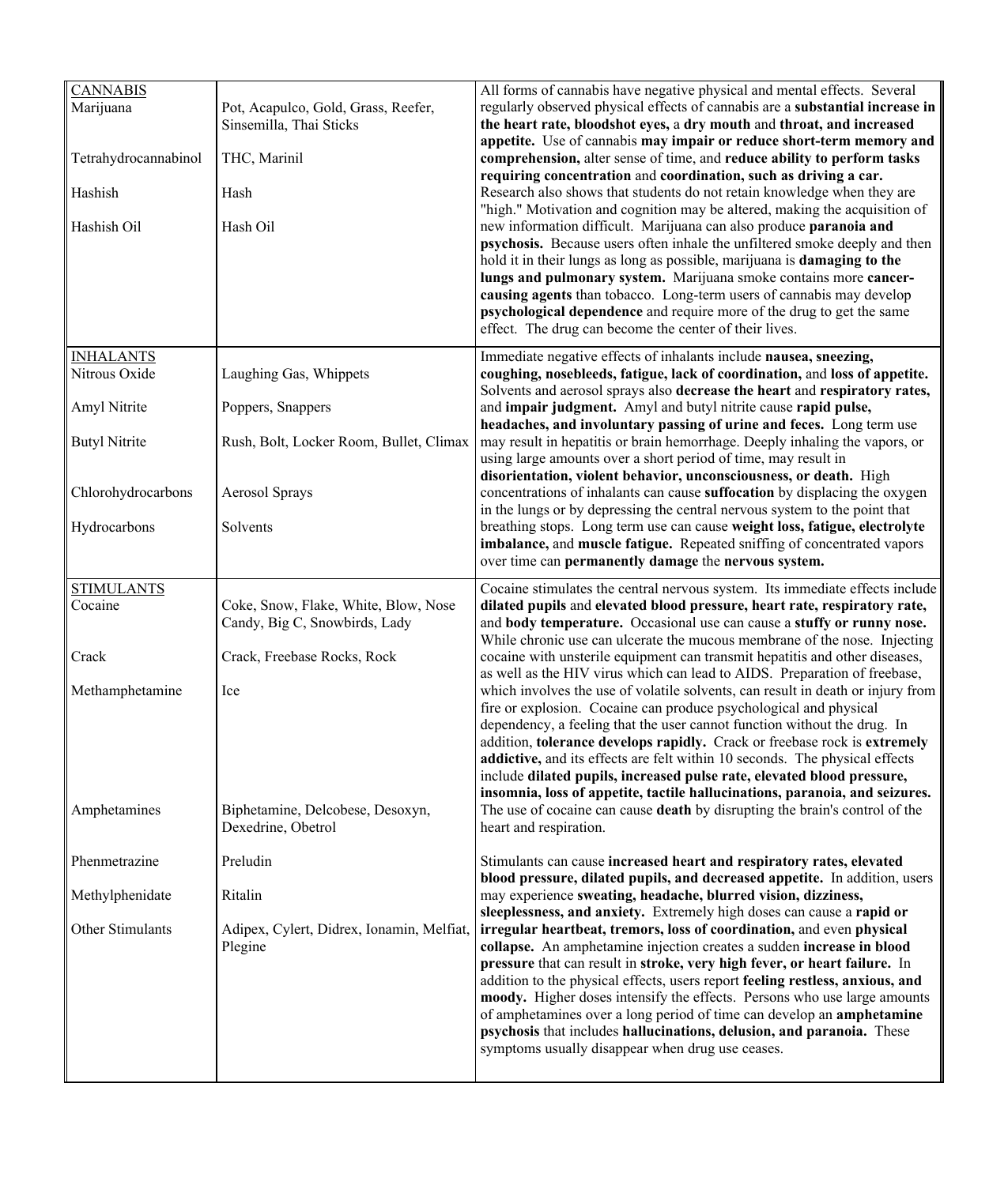| | | |
|---|---|---|
| <u>CANNABIS</u><br>Marijuana<br><br>Tetrahydrocannabinol<br><br>Hashish<br><br>Hashish Oil | <br>Pot, Acapulco, Gold, Grass, Reefer, Sinsemilla, Thai Sticks<br><br>THC, Marinil<br><br>Hash<br><br>Hash Oil | All forms of cannabis have negative physical and mental effects. Several regularly observed physical effects of cannabis are a **substantial increase in the heart rate, bloodshot eyes,** a **dry mouth** and **throat, and increased appetite.** Use of cannabis **may impair or reduce short-term memory and comprehension,** alter sense of time, and **reduce ability to perform tasks requiring concentration** and **coordination, such as driving a car.** Research also shows that students do not retain knowledge when they are "high." Motivation and cognition may be altered, making the acquisition of new information difficult. Marijuana can also produce **paranoia and psychosis.** Because users often inhale the unfiltered smoke deeply and then hold it in their lungs as long as possible, marijuana is **damaging to the lungs and pulmonary system.** Marijuana smoke contains more **cancer-causing agents** than tobacco. Long-term users of cannabis may develop **psychological dependence** and require more of the drug to get the same effect. The drug can become the center of their lives. |
| <u>INHALANTS</u><br>Nitrous Oxide<br><br>Amyl Nitrite<br><br>Butyl Nitrite<br><br>Chlorohydrocarbons<br><br>Hydrocarbons | <br>Laughing Gas, Whippets<br><br>Poppers, Snappers<br><br>Rush, Bolt, Locker Room, Bullet, Climax<br><br>Aerosol Sprays<br><br>Solvents | Immediate negative effects of inhalants include **nausea, sneezing, coughing, nosebleeds, fatigue, lack of coordination,** and **loss of appetite.** Solvents and aerosol sprays also **decrease the heart** and **respiratory rates,** and **impair judgment.** Amyl and butyl nitrite cause **rapid pulse, headaches, and involuntary passing of urine and feces.** Long term use may result in hepatitis or brain hemorrhage. Deeply inhaling the vapors, or using large amounts over a short period of time, may result in **disorientation, violent behavior, unconsciousness, or death.** High concentrations of inhalants can cause **suffocation** by displacing the oxygen in the lungs or by depressing the central nervous system to the point that breathing stops. Long term use can cause **weight loss, fatigue, electrolyte imbalance,** and **muscle fatigue.** Repeated sniffing of concentrated vapors over time can **permanently damage** the **nervous system.** |
| <u>STIMULANTS</u><br>Cocaine<br><br>Crack<br><br>Methamphetamine<br><br>Amphetamines<br><br>Phenmetrazine<br><br>Methylphenidate<br><br>Other Stimulants | <br>Coke, Snow, Flake, White, Blow, Nose Candy, Big C, Snowbirds, Lady<br><br>Crack, Freebase Rocks, Rock<br><br>Ice<br><br>Biphetamine, Delcobese, Desoxyn, Dexedrine, Obetrol<br><br>Preludin<br><br>Ritalin<br><br>Adipex, Cylert, Didrex, Ionamin, Melfiat, Plegine | Cocaine stimulates the central nervous system. Its immediate effects include **dilated pupils** and **elevated blood pressure, heart rate, respiratory rate,** and **body temperature.** Occasional use can cause a **stuffy or runny nose.** While chronic use can ulcerate the mucous membrane of the nose. Injecting cocaine with unsterile equipment can transmit hepatitis and other diseases, as well as the HIV virus which can lead to AIDS. Preparation of freebase, which involves the use of volatile solvents, can result in death or injury from fire or explosion. Cocaine can produce psychological and physical dependency, a feeling that the user cannot function without the drug. In addition, **tolerance develops rapidly.** Crack or freebase rock is **extremely addictive,** and its effects are felt within 10 seconds. The physical effects include **dilated pupils, increased pulse rate, elevated blood pressure, insomnia, loss of appetite, tactile hallucinations, paranoia, and seizures.** The use of cocaine can cause **death** by disrupting the brain's control of the heart and respiration.<br><br>Stimulants can cause **increased heart and respiratory rates, elevated blood pressure, dilated pupils, and decreased appetite.** In addition, users may experience **sweating, headache, blurred vision, dizziness, sleeplessness, and anxiety.** Extremely high doses can cause a **rapid or irregular heartbeat, tremors, loss of coordination,** and even **physical collapse.** An amphetamine injection creates a sudden **increase in blood pressure** that can result in **stroke, very high fever, or heart failure.** In addition to the physical effects, users report **feeling restless, anxious, and moody.** Higher doses intensify the effects. Persons who use large amounts of amphetamines over a long period of time can develop an **amphetamine psychosis** that includes **hallucinations, delusion, and paranoia.** These symptoms usually disappear when drug use ceases. |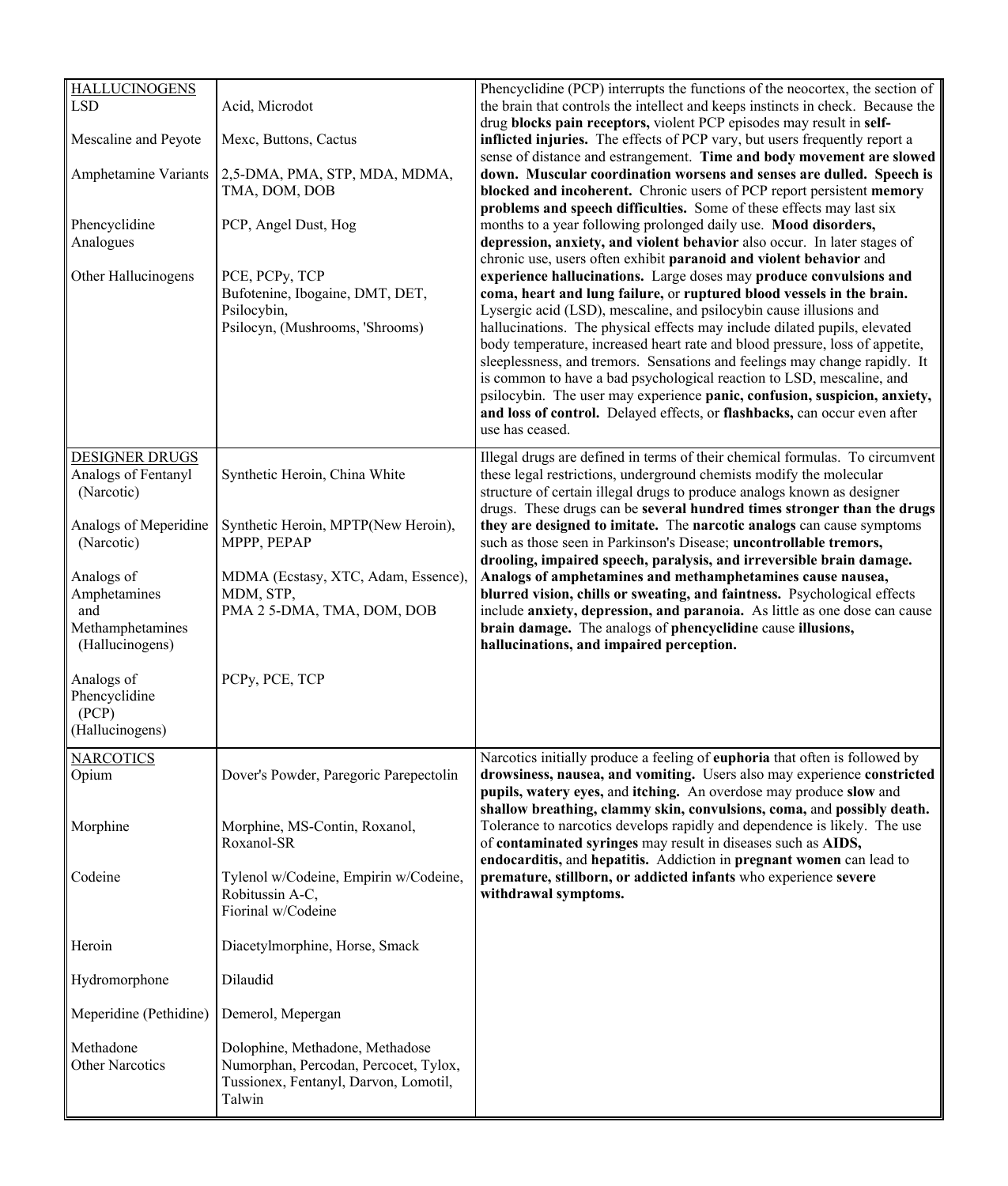| | | |
|---|---|---|
| HALLUCINOGENS<br>LSD<br><br>Mescaline and Peyote<br><br>Amphetamine Variants<br><br>Phencyclidine Analogues<br><br>Other Hallucinogens | <br>Acid, Microdot<br><br>Mexc, Buttons, Cactus<br><br>2,5-DMA, PMA, STP, MDA, MDMA, TMA, DOM, DOB<br><br>PCP, Angel Dust, Hog<br><br>PCE, PCPy, TCP<br>Bufotenine, Ibogaine, DMT, DET, Psilocybin,<br>Psilocyn, (Mushrooms, 'Shrooms) | Phencyclidine (PCP) interrupts the functions of the neocortex, the section of the brain that controls the intellect and keeps instincts in check. Because the drug **blocks pain receptors,** violent PCP episodes may result in **self-inflicted injuries.** The effects of PCP vary, but users frequently report a sense of distance and estrangement. **Time and body movement are slowed down. Muscular coordination worsens and senses are dulled. Speech is blocked and incoherent.** Chronic users of PCP report persistent **memory problems and speech difficulties.** Some of these effects may last six months to a year following prolonged daily use. **Mood disorders, depression, anxiety, and violent behavior** also occur. In later stages of chronic use, users often exhibit **paranoid and violent behavior** and **experience hallucinations.** Large doses may **produce convulsions and coma, heart and lung failure,** or **ruptured blood vessels in the brain.** Lysergic acid (LSD), mescaline, and psilocybin cause illusions and hallucinations. The physical effects may include dilated pupils, elevated body temperature, increased heart rate and blood pressure, loss of appetite, sleeplessness, and tremors. Sensations and feelings may change rapidly. It is common to have a bad psychological reaction to LSD, mescaline, and psilocybin. The user may experience **panic, confusion, suspicion, anxiety, and loss of control.** Delayed effects, or **flashbacks,** can occur even after use has ceased. |
| DESIGNER DRUGS<br>Analogs of Fentanyl (Narcotic)<br><br>Analogs of Meperidine (Narcotic)<br><br>Analogs of Amphetamines and Methamphetamines (Hallucinogens)<br><br>Analogs of Phencyclidine (PCP) (Hallucinogens) | <br>Synthetic Heroin, China White<br><br>Synthetic Heroin, MPTP(New Heroin), MPPP, PEPAP<br><br>MDMA (Ecstasy, XTC, Adam, Essence), MDM, STP,<br>PMA 2 5-DMA, TMA, DOM, DOB<br><br>PCPy, PCE, TCP | Illegal drugs are defined in terms of their chemical formulas. To circumvent these legal restrictions, underground chemists modify the molecular structure of certain illegal drugs to produce analogs known as designer drugs. These drugs can be **several hundred times stronger than the drugs they are designed to imitate.** The **narcotic analogs** can cause symptoms such as those seen in Parkinson's Disease; **uncontrollable tremors, drooling, impaired speech, paralysis, and irreversible brain damage. Analogs of amphetamines and methamphetamines cause nausea, blurred vision, chills or sweating, and faintness.** Psychological effects include **anxiety, depression, and paranoia.** As little as one dose can cause **brain damage.** The analogs of **phencyclidine** cause **illusions, hallucinations, and impaired perception.** |
| NARCOTICS<br>Opium<br><br>Morphine<br><br>Codeine<br><br>Heroin<br><br>Hydromorphone<br><br>Meperidine (Pethidine)<br><br>Methadone<br>Other Narcotics | <br>Dover's Powder, Paregoric Parepectolin<br><br>Morphine, MS-Contin, Roxanol, Roxanol-SR<br><br>Tylenol w/Codeine, Empirin w/Codeine, Robitussin A-C,<br>Fiorinal w/Codeine<br><br>Diacetylmorphine, Horse, Smack<br><br>Dilaudid<br><br>Demerol, Mepergan<br><br>Dolophine, Methadone, Methadose<br>Numorphan, Percodan, Percocet, Tylox, Tussionex, Fentanyl, Darvon, Lomotil, Talwin | Narcotics initially produce a feeling of **euphoria** that often is followed by **drowsiness, nausea, and vomiting.** Users also may experience **constricted pupils, watery eyes,** and **itching.** An overdose may produce **slow** and **shallow breathing, clammy skin, convulsions, coma,** and **possibly death.** Tolerance to narcotics develops rapidly and dependence is likely. The use of **contaminated syringes** may result in diseases such as **AIDS, endocarditis,** and **hepatitis.** Addiction in **pregnant women** can lead to **premature, stillborn, or addicted infants** who experience **severe withdrawal symptoms.** |